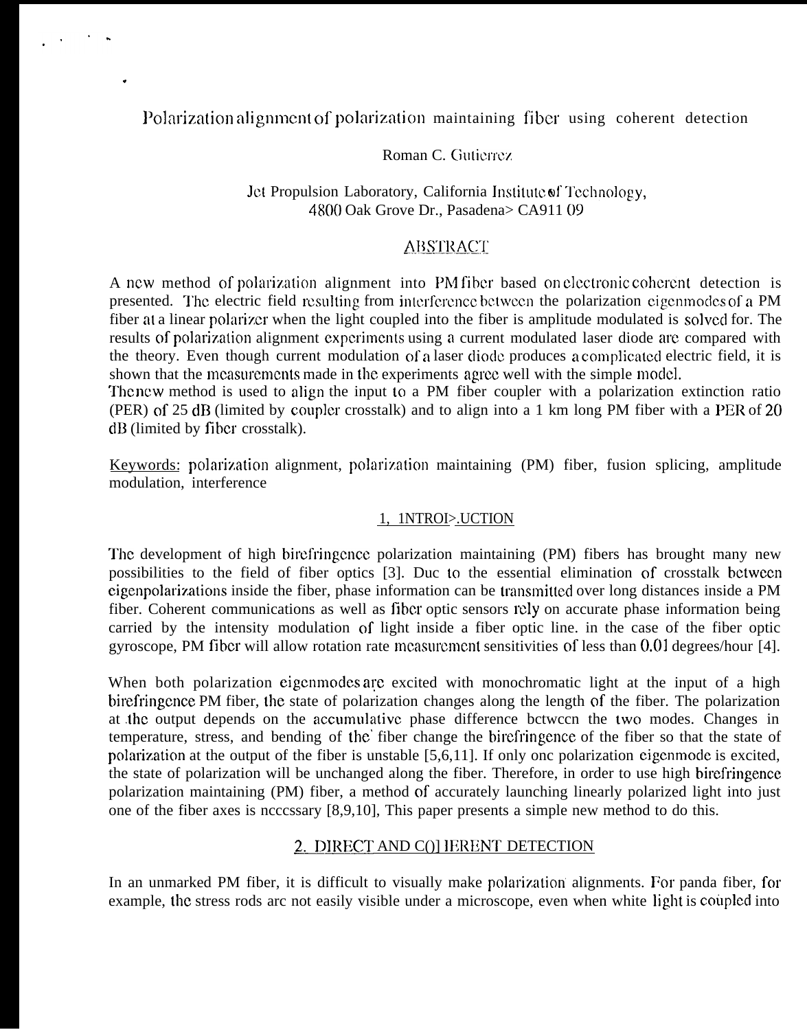# Polarization alignment of polarization maintaining fiber using coherent detection

Roman C. Gutierrez

Jet Propulsion Laboratory, California Institute of Technology,
4800 Oak Grove Dr., Pasadena, CA 91109

## ABSTRACT

A new method of polarization alignment into PM fiber based on electronic coherent detection is presented. The electric field resulting from interference between the polarization eigenmodes of a PM fiber at a linear polarizer when the light coupled into the fiber is amplitude modulated is solved for. The results of polarization alignment experiments using a current modulated laser diode are compared with the theory. Even though current modulation of a laser diode produces a complicated electric field, it is shown that the measurements made in the experiments agree well with the simple model.
The new method is used to align the input to a PM fiber coupler with a polarization extinction ratio (PER) of 25 dB (limited by coupler crosstalk) and to align into a 1 km long PM fiber with a PER of 20 dB (limited by fiber crosstalk).

Keywords: polarization alignment, polarization maintaining (PM) fiber, fusion splicing, amplitude modulation, interference

## 1. INTRODUCTION

The development of high birefringence polarization maintaining (PM) fibers has brought many new possibilities to the field of fiber optics [3]. Due to the essential elimination of crosstalk between eigenpolarizations inside the fiber, phase information can be transmitted over long distances inside a PM fiber. Coherent communications as well as fiber optic sensors rely on accurate phase information being carried by the intensity modulation of light inside a fiber optic line. In the case of the fiber optic gyroscope, PM fiber will allow rotation rate measurement sensitivities of less than 0.01 degrees/hour [4].

When both polarization eigenmodes are excited with monochromatic light at the input of a high birefringence PM fiber, the state of polarization changes along the length of the fiber. The polarization at the output depends on the accumulative phase difference between the two modes. Changes in temperature, stress, and bending of the fiber change the birefringence of the fiber so that the state of polarization at the output of the fiber is unstable [5,6,11]. If only one polarization eigenmode is excited, the state of polarization will be unchanged along the fiber. Therefore, in order to use high birefringence polarization maintaining (PM) fiber, a method of accurately launching linearly polarized light into just one of the fiber axes is necessary [8,9,10]. This paper presents a simple new method to do this.

## 2. DIRECT AND COHERENT DETECTION

In an unmarked PM fiber, it is difficult to visually make polarization alignments. For panda fiber, for example, the stress rods are not easily visible under a microscope, even when white light is coupled into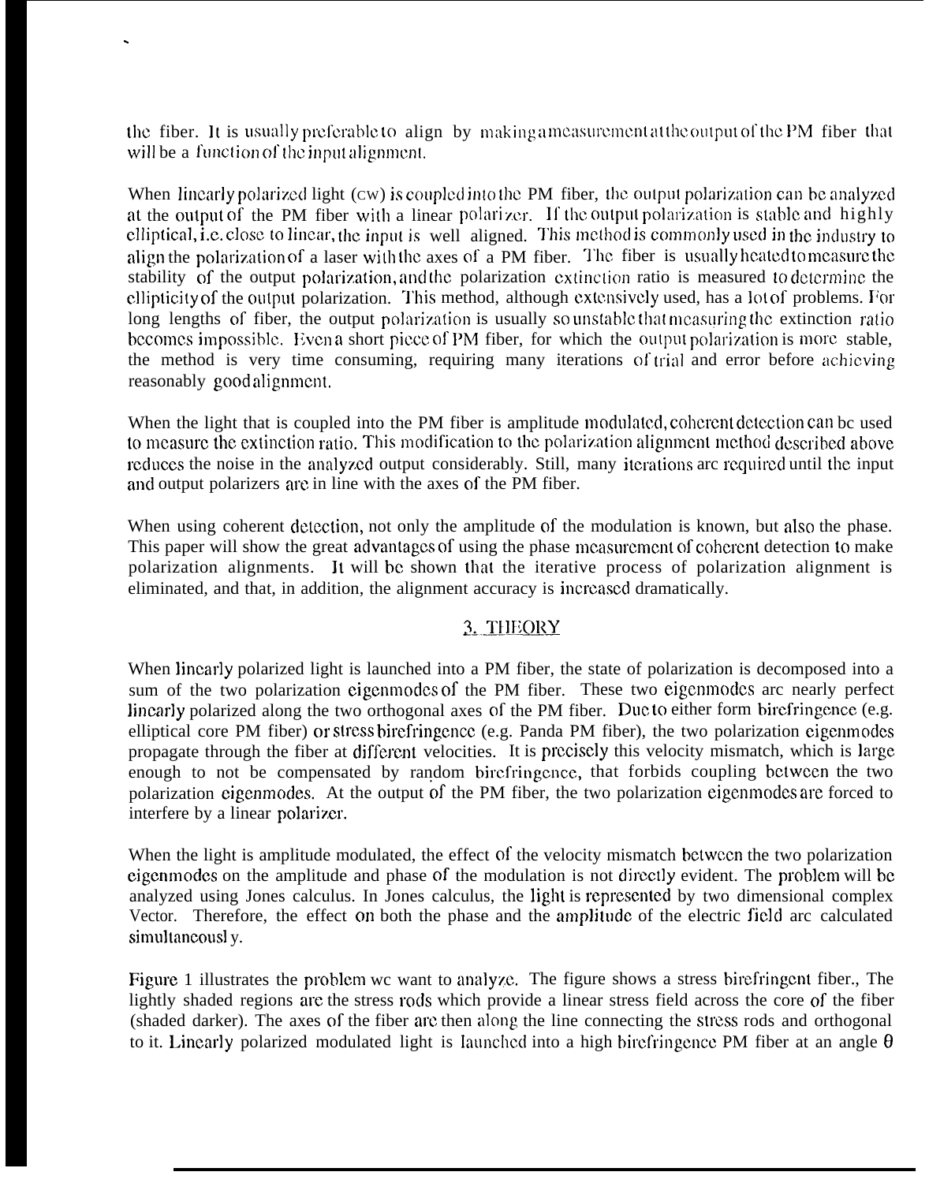the fiber. It is usually preferable to align by making a measurement at the output of the PM fiber that will be a function of the input alignment.

When linearly polarized light (CW) is coupled into the PM fiber, the output polarization can be analyzed at the output of the PM fiber with a linear polarizer. If the output polarization is stable and highly elliptical, i.e. close to linear, the input is well aligned. This method is commonly used in the industry to align the polarization of a laser with the axes of a PM fiber. The fiber is usually heated to measure the stability of the output polarization, and the polarization extinction ratio is measured to determine the ellipticity of the output polarization. This method, although extensively used, has a lot of problems. For long lengths of fiber, the output polarization is usually so unstable that measuring the extinction ratio becomes impossible. Even a short piece of PM fiber, for which the output polarization is more stable, the method is very time consuming, requiring many iterations of trial and error before achieving reasonably good alignment.

When the light that is coupled into the PM fiber is amplitude modulated, coherent detection can be used to measure the extinction ratio. This modification to the polarization alignment method described above reduces the noise in the analyzed output considerably. Still, many iterations are required until the input and output polarizers are in line with the axes of the PM fiber.

When using coherent detection, not only the amplitude of the modulation is known, but also the phase. This paper will show the great advantages of using the phase measurement of coherent detection to make polarization alignments. It will be shown that the iterative process of polarization alignment is eliminated, and that, in addition, the alignment accuracy is increased dramatically.

## 3. THEORY

When linearly polarized light is launched into a PM fiber, the state of polarization is decomposed into a sum of the two polarization eigenmodes of the PM fiber. These two eigenmodes are nearly perfect linearly polarized along the two orthogonal axes of the PM fiber. Due to either form birefringence (e.g. elliptical core PM fiber) or stress birefringence (e.g. Panda PM fiber), the two polarization eigenmodes propagate through the fiber at different velocities. It is precisely this velocity mismatch, which is large enough to not be compensated by random birefringence, that forbids coupling between the two polarization eigenmodes. At the output of the PM fiber, the two polarization eigenmodes are forced to interfere by a linear polarizer.

When the light is amplitude modulated, the effect of the velocity mismatch between the two polarization eigenmodes on the amplitude and phase of the modulation is not directly evident. The problem will be analyzed using Jones calculus. In Jones calculus, the light is represented by two dimensional complex Vector. Therefore, the effect on both the phase and the amplitude of the electric field are calculated simultaneously.

Figure 1 illustrates the problem we want to analyze. The figure shows a stress birefringent fiber., The lightly shaded regions are the stress rods which provide a linear stress field across the core of the fiber (shaded darker). The axes of the fiber are then along the line connecting the stress rods and orthogonal to it. Linearly polarized modulated light is launched into a high birefringence PM fiber at an angle $\theta$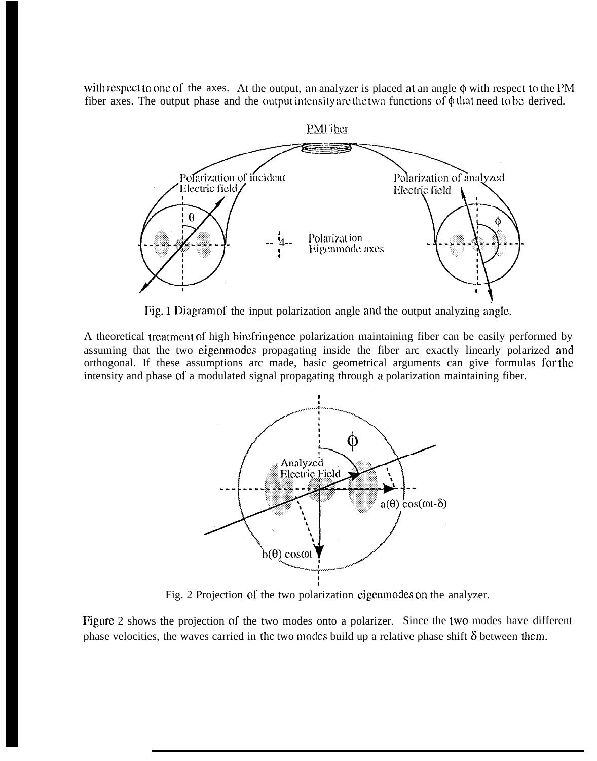with respect to one of the axes. At the output, an analyzer is placed at an angle $\phi$ with respect to the PM fiber axes. The output phase and the output intensity are the two functions of $\phi$ that need to be derived.

Fig. 1 Diagram of the input polarization angle and the output analyzing angle.

A theoretical treatment of high birefringence polarization maintaining fiber can be easily performed by assuming that the two eigenmodes propagating inside the fiber are exactly linearly polarized and orthogonal. If these assumptions are made, basic geometrical arguments can give formulas for the intensity and phase of a modulated signal propagating through a polarization maintaining fiber.

Fig. 2 Projection of the two polarization eigenmodes on the analyzer.

Figure 2 shows the projection of the two modes onto a polarizer. Since the two modes have different phase velocities, the waves carried in the two modes build up a relative phase shift $\delta$ between them.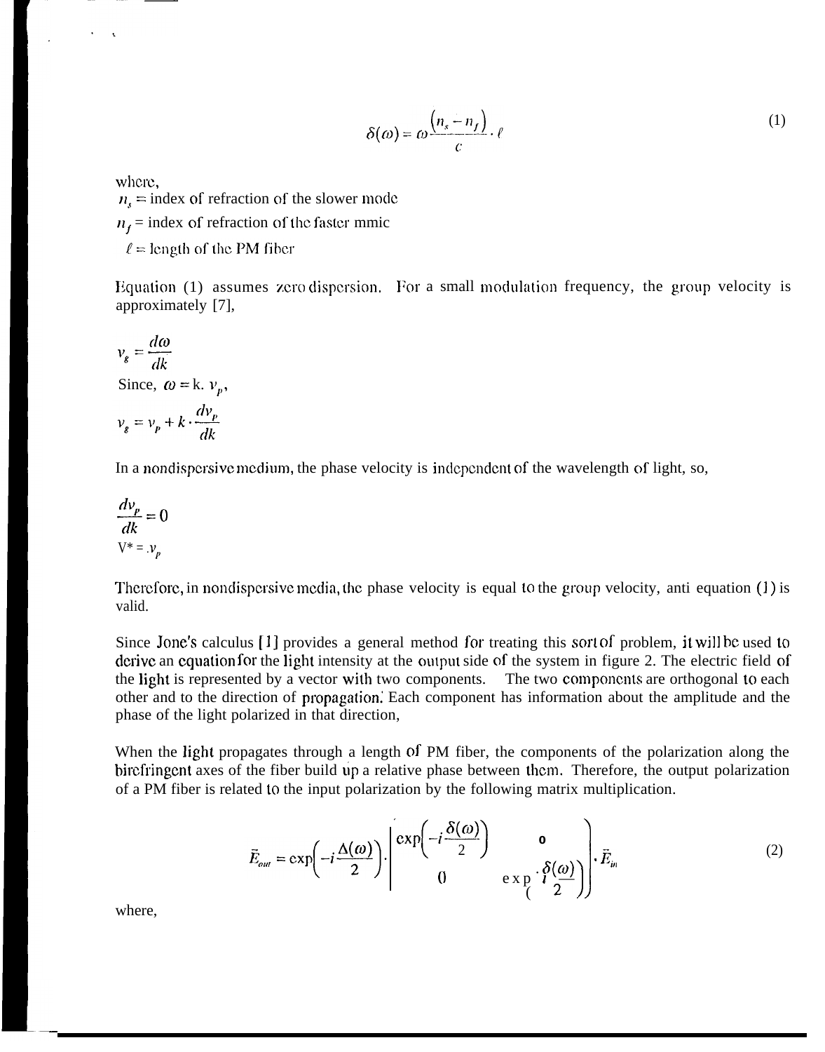$$\delta(\omega) = \omega \frac{(n_s - n_f)}{c} \cdot \ell \tag{1}$$

where,
$n_s$ = index of refraction of the slower mode
$n_f$ = index of refraction of the faster mmic
$\ell$ = length of the PM fiber

Equation (1) assumes zero dispersion. For a small modulation frequency, the group velocity is approximately [7],

$$v_g = \frac{d\omega}{dk}$$

Since, $\omega = k. \ v_p$,

$$v_g = v_p + k \cdot \frac{dv_p}{dk}$$

In a nondispersive medium, the phase velocity is independent of the wavelength of light, so,

$$\frac{dv_p}{dk} = 0$$

$V^* = .v_p$

Therefore, in nondispersive media, the phase velocity is equal to the group velocity, anti equation (1) is valid.

Since Jone's calculus [1] provides a general method for treating this sort of problem, it will be used to derive an equation for the light intensity at the output side of the system in figure 2. The electric field of the light is represented by a vector with two components. The two components are orthogonal to each other and to the direction of propagation. Each component has information about the amplitude and the phase of the light polarized in that direction,

When the light propagates through a length of PM fiber, the components of the polarization along the birefringent axes of the fiber build up a relative phase between them. Therefore, the output polarization of a PM fiber is related to the input polarization by the following matrix multiplication.

$$\vec{E}_{out} = \exp\left(-i\frac{\Delta(\omega)}{2}\right) \cdot \begin{pmatrix} \exp\left(-i\frac{\delta(\omega)}{2}\right) & 0 \\ 0 & \exp\left(i\frac{\delta(\omega)}{2}\right) \end{pmatrix} \cdot \vec{E}_{in} \tag{2}$$

where,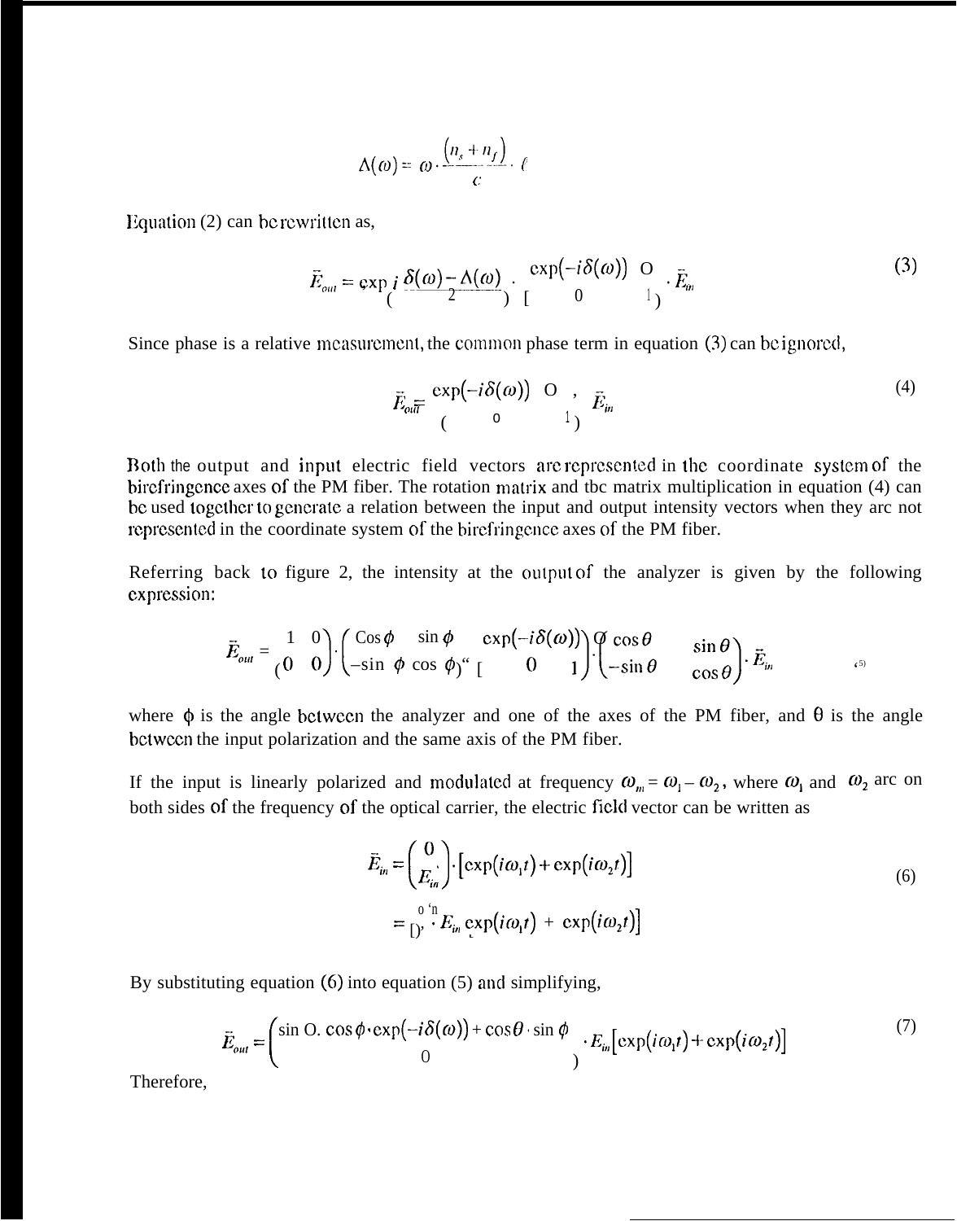$$\Delta(\omega) = \omega \cdot \frac{(n_s + n_f)}{c} \cdot \ell$$

Equation (2) can be rewritten as,

$$\vec{E}_{out} = \exp\left(i\,\frac{\delta(\omega) - \Delta(\omega)}{2}\right) \cdot \begin{bmatrix} \exp(-i\delta(\omega)) & 0 \\ 0 & 1 \end{bmatrix} \cdot \vec{E}_{in} \tag{3}$$

Since phase is a relative measurement, the common phase term in equation (3) can be ignored,

$$\vec{E}_{out} = \begin{pmatrix} \exp(-i\delta(\omega)) & 0 \\ 0 & 1 \end{pmatrix} \cdot \vec{E}_{in} \tag{4}$$

Both the output and input electric field vectors are represented in the coordinate system of the birefringence axes of the PM fiber. The rotation matrix and the matrix multiplication in equation (4) can be used together to generate a relation between the input and output intensity vectors when they are not represented in the coordinate system of the birefringence axes of the PM fiber.

Referring back to figure 2, the intensity at the output of the analyzer is given by the following expression:

$$\vec{E}_{out} = \begin{pmatrix} 1 & 0 \\ 0 & 0 \end{pmatrix} \cdot \begin{pmatrix} \cos\phi & \sin\phi \\ -\sin\phi & \cos\phi \end{pmatrix} \cdot \begin{bmatrix} \exp(-i\delta(\omega)) & 0 \\ 0 & 1 \end{bmatrix} \cdot \begin{pmatrix} \cos\theta & \sin\theta \\ -\sin\theta & \cos\theta \end{pmatrix} \cdot \vec{E}_{in} \tag{5}$$

where $\phi$ is the angle between the analyzer and one of the axes of the PM fiber, and $\theta$ is the angle between the input polarization and the same axis of the PM fiber.

If the input is linearly polarized and modulated at frequency $\omega_m = \omega_1 - \omega_2$, where $\omega_1$ and $\omega_2$ are on both sides of the frequency of the optical carrier, the electric field vector can be written as

$$\begin{aligned} \vec{E}_{in} &= \begin{pmatrix} 0 \\ E_{in} \end{pmatrix} \cdot \left[\exp(i\omega_1 t) + \exp(i\omega_2 t)\right] \\ &= \begin{pmatrix} 0 \\ 1 \end{pmatrix} \cdot E_{in} \left[\exp(i\omega_1 t) + \exp(i\omega_2 t)\right] \end{aligned} \tag{6}$$

By substituting equation (6) into equation (5) and simplifying,

$$\vec{E}_{out} = \begin{pmatrix} \sin\theta \cdot \cos\phi \cdot \exp(-i\delta(\omega)) + \cos\theta \cdot \sin\phi \\ 0 \end{pmatrix} \cdot E_{in}\left[\exp(i\omega_1 t) + \exp(i\omega_2 t)\right] \tag{7}$$

Therefore,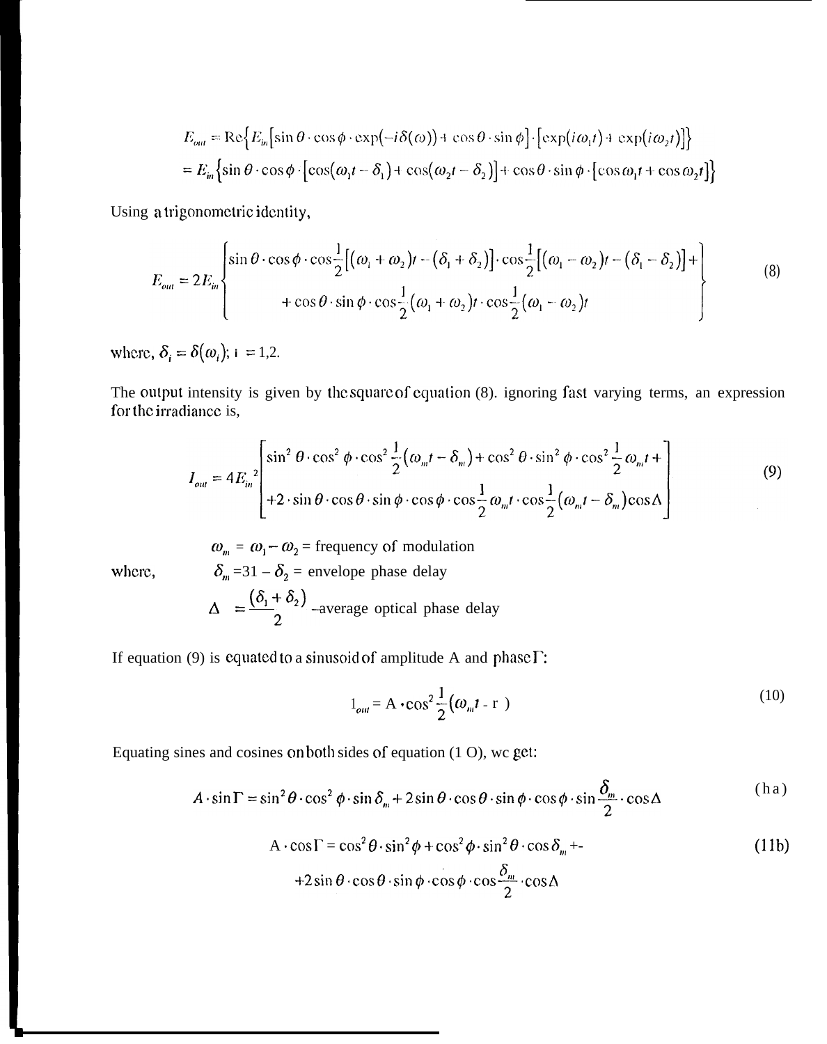$$E_{out} = \mathrm{Re}\left\{E_{in}\left[\sin\theta\cdot\cos\phi\cdot\exp(-i\delta(\omega)) + \cos\theta\cdot\sin\phi\right]\cdot\left[\exp(i\omega_1 t) + \exp(i\omega_2 t)\right]\right\}$$
$$= E_{in}\left\{\sin\theta\cdot\cos\phi\cdot\left[\cos(\omega_1 t - \delta_1) + \cos(\omega_2 t - \delta_2)\right] + \cos\theta\cdot\sin\phi\cdot\left[\cos\omega_1 t + \cos\omega_2 t\right]\right\}$$

Using a trigonometric identity,

$$E_{out} = 2E_{in}\left\{\begin{array}{l}\sin\theta\cdot\cos\phi\cdot\cos\frac{1}{2}\left[(\omega_1+\omega_2)t - (\delta_1+\delta_2)\right]\cdot\cos\frac{1}{2}\left[(\omega_1-\omega_2)t - (\delta_1-\delta_2)\right] + \\ +\cos\theta\cdot\sin\phi\cdot\cos\frac{1}{2}(\omega_1+\omega_2)t\cdot\cos\frac{1}{2}(\omega_1-\omega_2)t\end{array}\right\} \tag{8}$$

where, $\delta_i = \delta(\omega_i)$; i = 1,2.

The output intensity is given by the square of equation (8). ignoring fast varying terms, an expression for the irradiance is,

$$I_{out} = 4E_{in}^{\ 2}\left[\begin{array}{l}\sin^2\theta\cdot\cos^2\phi\cdot\cos^2\frac{1}{2}(\omega_m t - \delta_m) + \cos^2\theta\cdot\sin^2\phi\cdot\cos^2\frac{1}{2}\omega_m t + \\ +2\cdot\sin\theta\cdot\cos\theta\cdot\sin\phi\cdot\cos\phi\cdot\cos\frac{1}{2}\omega_m t\cdot\cos\frac{1}{2}(\omega_m t - \delta_m)\cos\Delta\end{array}\right] \tag{9}$$

where,

$\omega_m = \omega_1 - \omega_2$ = frequency of modulation

$\delta_m$ =31 – $\delta_2$ = envelope phase delay

$\Delta = \frac{(\delta_1+\delta_2)}{2}$ –average optical phase delay

If equation (9) is equated to a sinusoid of amplitude A and phase $\Gamma$:

$$I_{out} = A\cdot\cos^2\frac{1}{2}(\omega_m t - \Gamma) \tag{10}$$

Equating sines and cosines on both sides of equation (1 O), wc get:

$$A\cdot\sin\Gamma = \sin^2\theta\cdot\cos^2\phi\cdot\sin\delta_m + 2\sin\theta\cdot\cos\theta\cdot\sin\phi\cdot\cos\phi\cdot\sin\frac{\delta_m}{2}\cdot\cos\Delta \tag{ha}$$

$$\begin{array}{l}A\cdot\cos\Gamma = \cos^2\theta\cdot\sin^2\phi + \cos^2\phi\cdot\sin^2\theta\cdot\cos\delta_m + \\ +2\sin\theta\cdot\cos\theta\cdot\sin\phi\cdot\cos\phi\cdot\cos\frac{\delta_m}{2}\cdot\cos\Delta\end{array} \tag{11b}$$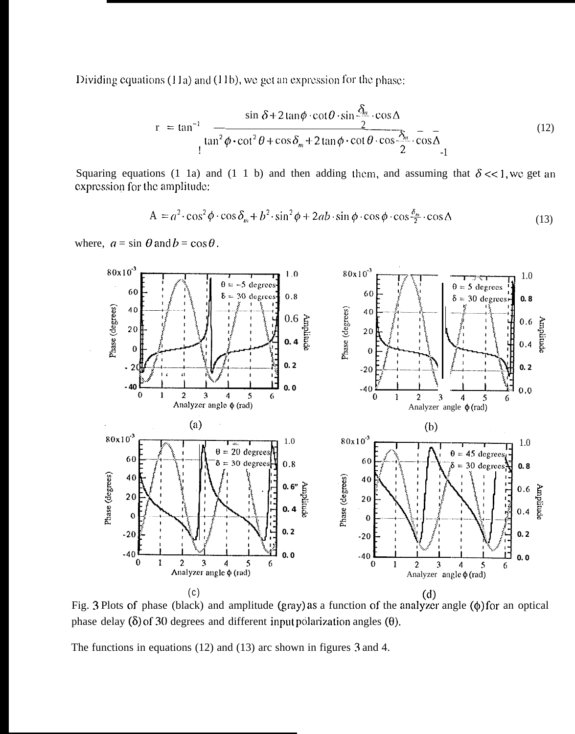Dividing equations (11a) and (11b), we get an expression for the phase:

$$
\Gamma = \tan^{-1}\left[\frac{\sin\delta + 2\tan\phi\cdot\cot\theta\cdot\sin\frac{\delta_m}{2}\cdot\cos\Delta}{\tan^2\phi\cdot\cot^2\theta + \cos\delta_m + 2\tan\phi\cdot\cot\theta\cdot\cos\frac{\delta_m}{2}\cdot\cos\Delta}\right] \tag{12}
$$

Squaring equations (11a) and (11b) and then adding them, and assuming that $\delta << 1$, we get an expression for the amplitude:

$$
A = a^2\cdot\cos^2\phi\cdot\cos\delta_m + b^2\cdot\sin^2\phi + 2ab\cdot\sin\phi\cdot\cos\phi\cdot\cos\frac{\delta_m}{2}\cdot\cos\Delta \tag{13}
$$

where, $a = \sin\theta$ and $b = \cos\theta$.

Fig. 3 Plots of phase (black) and amplitude (gray) as a function of the analyzer angle ($\phi$) for an optical phase delay ($\delta$) of 30 degrees and different input polarization angles ($\theta$).

The functions in equations (12) and (13) are shown in figures 3 and 4.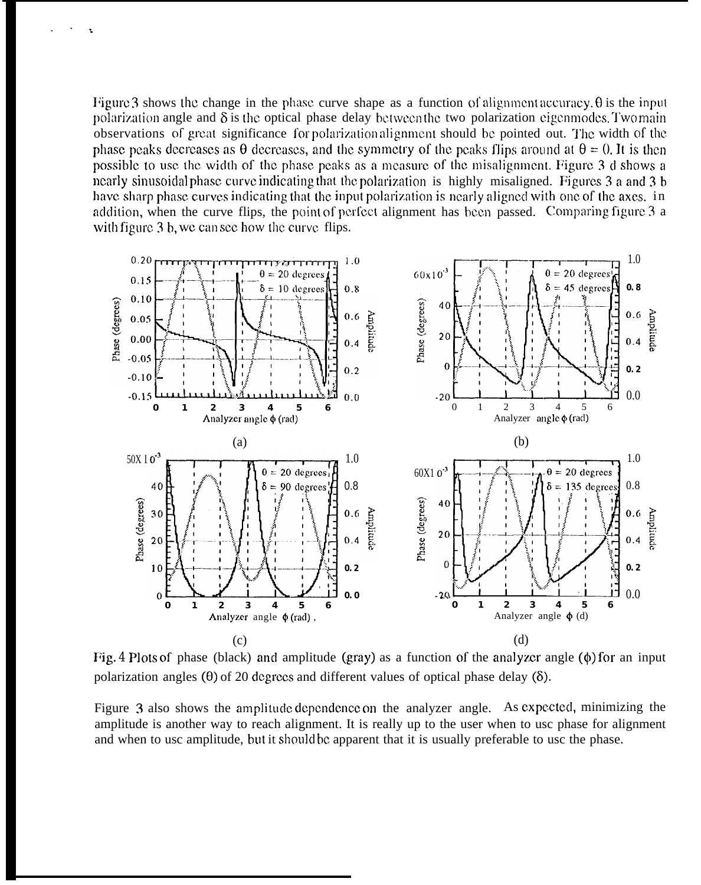Figure 3 shows the change in the phase curve shape as a function of alignment accuracy. θ is the input polarization angle and δ is the optical phase delay between the two polarization eigenmodes. Two main observations of great significance for polarization alignment should be pointed out. The width of the phase peaks decreases as θ decreases, and the symmetry of the peaks flips around at θ = 0. It is then possible to use the width of the phase peaks as a measure of the misalignment. Figure 3 d shows a nearly sinusoidal phase curve indicating that the polarization is highly misaligned. Figures 3 a and 3 b have sharp phase curves indicating that the input polarization is nearly aligned with one of the axes. In addition, when the curve flips, the point of perfect alignment has been passed. Comparing figure 3 a with figure 3 b, we can see how the curve flips.

Fig. 4 Plots of phase (black) and amplitude (gray) as a function of the analyzer angle (ϕ) for an input polarization angles (θ) of 20 degrees and different values of optical phase delay (δ).

Figure 3 also shows the amplitude dependence on the analyzer angle. As expected, minimizing the amplitude is another way to reach alignment. It is really up to the user when to use phase for alignment and when to use amplitude, but it should be apparent that it is usually preferable to use the phase.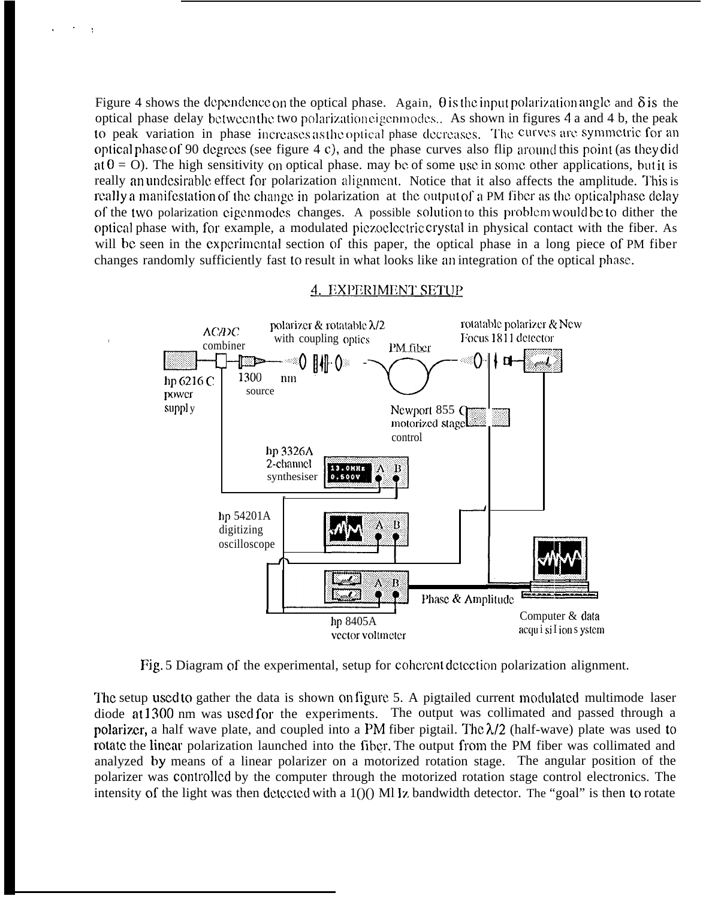Figure 4 shows the dependence on the optical phase. Again, $\theta$ is the input polarization angle and $\delta$ is the optical phase delay between the two polarization eigenmodes.. As shown in figures 4 a and 4 b, the peak to peak variation in phase increases as the optical phase decreases. The curves are symmetric for an optical phase of 90 degrees (see figure 4 c), and the phase curves also flip around this point (as they did at $\theta = 0$). The high sensitivity on optical phase. may be of some use in some other applications, but it is really an undesirable effect for polarization alignment. Notice that it also affects the amplitude. This is really a manifestation of the change in polarization at the output of a PM fiber as the optical phase delay of the two polarization eigenmodes changes. A possible solution to this problem would be to dither the optical phase with, for example, a modulated piezoelectric crystal in physical contact with the fiber. As will be seen in the experimental section of this paper, the optical phase in a long piece of PM fiber changes randomly sufficiently fast to result in what looks like an integration of the optical phase.

## 4. EXPERIMENT SETUP

Fig. 5 Diagram of the experimental, setup for coherent detection polarization alignment.

The setup used to gather the data is shown on figure 5. A pigtailed current modulated multimode laser diode at 1300 nm was used for the experiments. The output was collimated and passed through a polarizer, a half wave plate, and coupled into a PM fiber pigtail. The $\lambda/2$ (half-wave) plate was used to rotate the linear polarization launched into the fiber. The output from the PM fiber was collimated and analyzed by means of a linear polarizer on a motorized rotation stage. The angular position of the polarizer was controlled by the computer through the motorized rotation stage control electronics. The intensity of the light was then detected with a 100 MHz bandwidth detector. The "goal" is then to rotate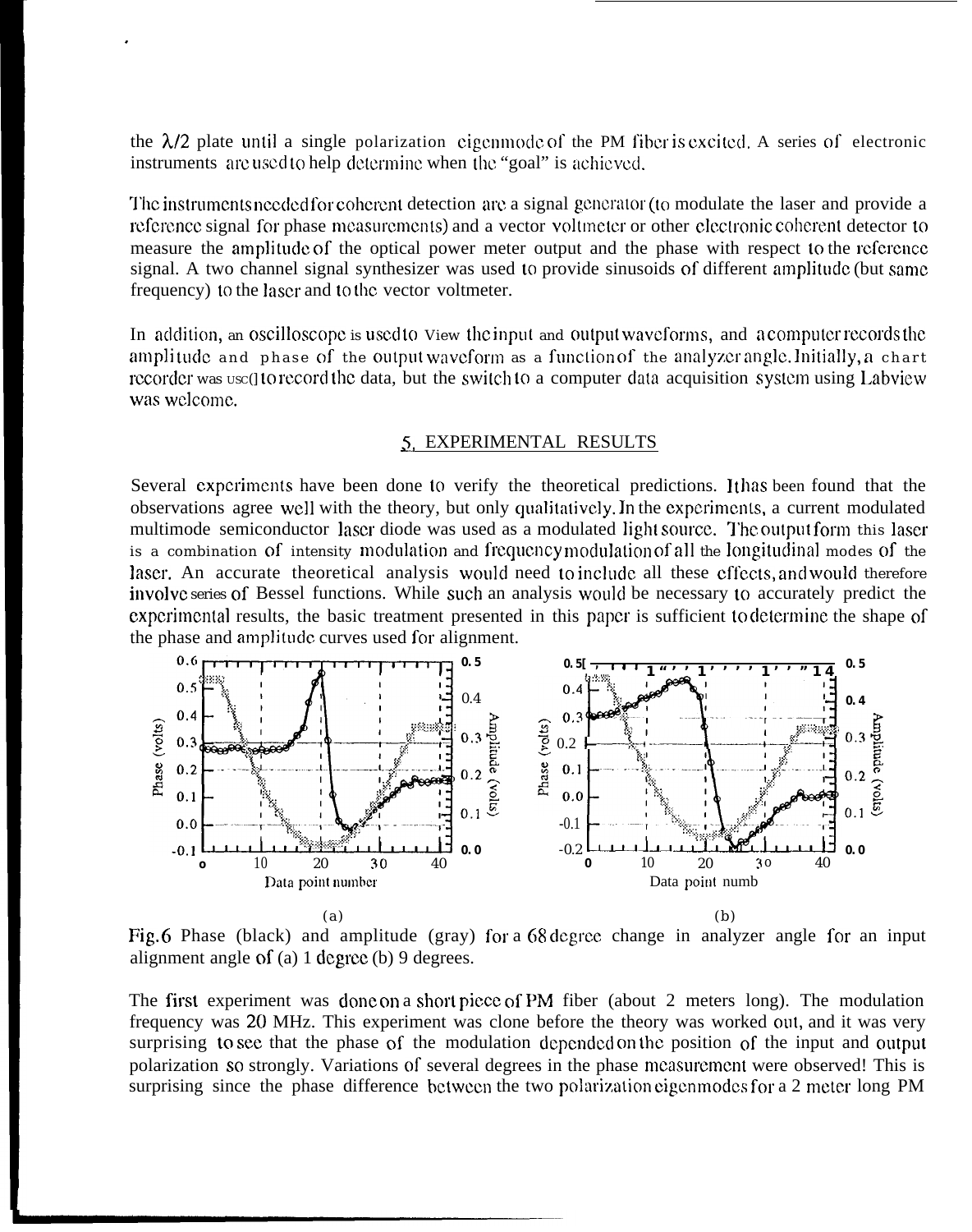the $\lambda/2$ plate until a single polarization eigenmode of the PM fiber is excited. A series of electronic instruments are used to help determine when the "goal" is achieved.

The instruments needed for coherent detection are a signal generator (to modulate the laser and provide a reference signal for phase measurements) and a vector voltmeter or other electronic coherent detector to measure the amplitude of the optical power meter output and the phase with respect to the reference signal. A two channel signal synthesizer was used to provide sinusoids of different amplitude (but same frequency) to the laser and to the vector voltmeter.

In addition, an oscilloscope is used to view the input and output waveforms, and a computer records the amplitude and phase of the output waveform as a function of the analyzer angle. Initially, a chart recorder was used to record the data, but the switch to a computer data acquisition system using Labview was welcome.

## 5. EXPERIMENTAL RESULTS

Several experiments have been done to verify the theoretical predictions. It has been found that the observations agree well with the theory, but only qualitatively. In the experiments, a current modulated multimode semiconductor laser diode was used as a modulated light source. The output form this laser is a combination of intensity modulation and frequency modulation of all the longitudinal modes of the laser. An accurate theoretical analysis would need to include all these effects, and would therefore involve series of Bessel functions. While such an analysis would be necessary to accurately predict the experimental results, the basic treatment presented in this paper is sufficient to determine the shape of the phase and amplitude curves used for alignment.

Fig.6 Phase (black) and amplitude (gray) for a 68 degree change in analyzer angle for an input alignment angle of (a) 1 degree (b) 9 degrees.

The first experiment was done on a short piece of PM fiber (about 2 meters long). The modulation frequency was 20 MHz. This experiment was done before the theory was worked out, and it was very surprising to see that the phase of the modulation depended on the position of the input and output polarization so strongly. Variations of several degrees in the phase measurement were observed! This is surprising since the phase difference between the two polarization eigenmodes for a 2 meter long PM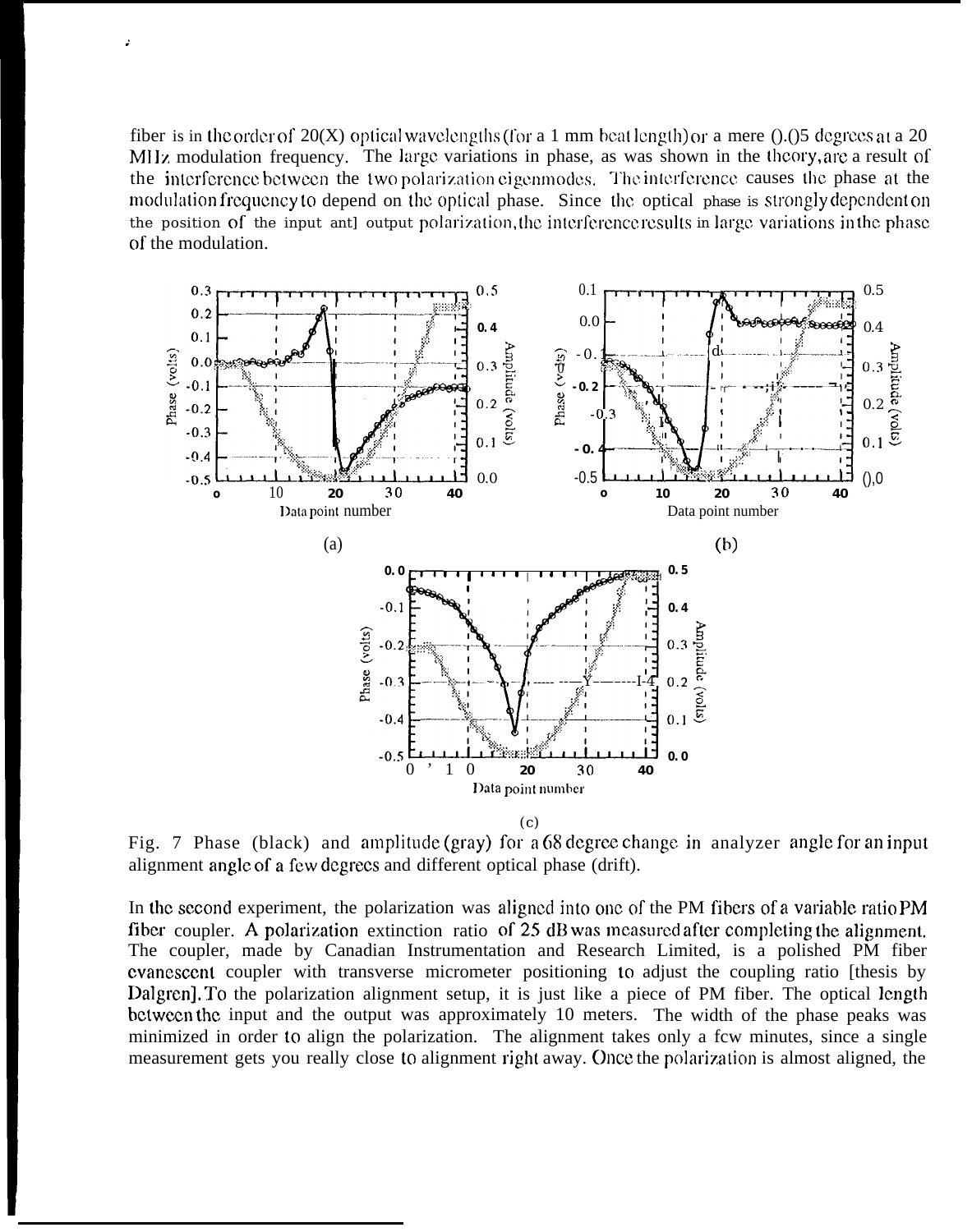fiber is in the order of 20(X) optical wavelengths (for a 1 mm beat length) or a mere ().()5 degrees at a 20 MHz modulation frequency. The large variations in phase, as was shown in the theory, are a result of the interference between the two polarization eigenmodes. The interference causes the phase at the modulation frequency to depend on the optical phase. Since the optical phase is strongly dependent on the position of the input and output polarization, the interference results in large variations in the phase of the modulation.

Fig. 7 Phase (black) and amplitude (gray) for a 68 degree change in analyzer angle for an input alignment angle of a few degrees and different optical phase (drift).

In the second experiment, the polarization was aligned into one of the PM fibers of a variable ratio PM fiber coupler. A polarization extinction ratio of 25 dB was measured after completing the alignment. The coupler, made by Canadian Instrumentation and Research Limited, is a polished PM fiber evanescent coupler with transverse micrometer positioning to adjust the coupling ratio [thesis by Dalgren]. To the polarization alignment setup, it is just like a piece of PM fiber. The optical length between the input and the output was approximately 10 meters. The width of the phase peaks was minimized in order to align the polarization. The alignment takes only a few minutes, since a single measurement gets you really close to alignment right away. Once the polarization is almost aligned, the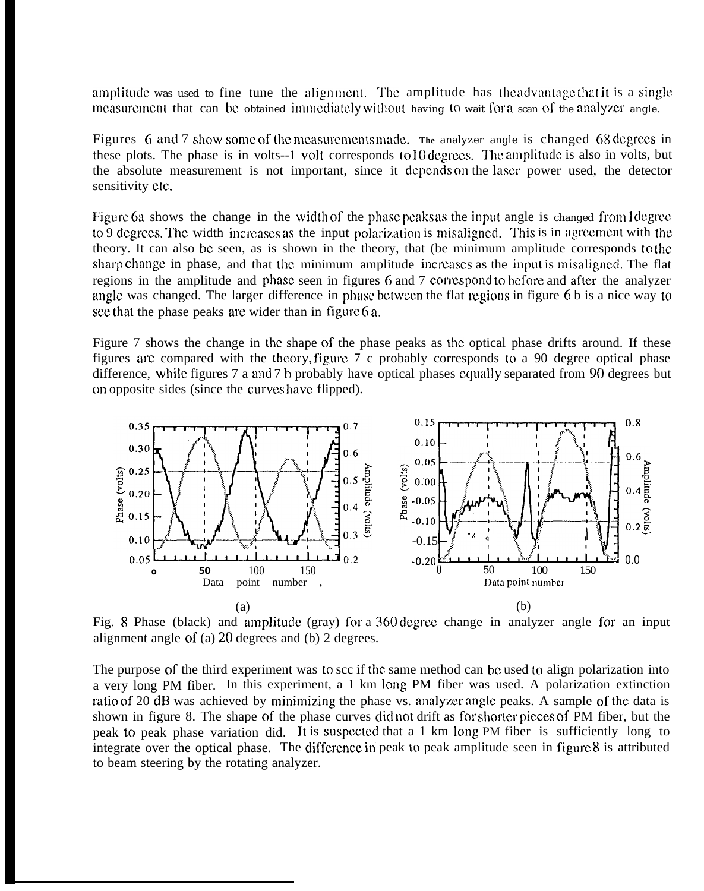amplitude was used to fine tune the alignment. The amplitude has the advantage that it is a single measurement that can be obtained immediately without having to wait for a scan of the analyzer angle.

Figures 6 and 7 show some of the measurements made. The analyzer angle is changed 68 degrees in these plots. The phase is in volts--1 volt corresponds to 10 degrees. The amplitude is also in volts, but the absolute measurement is not important, since it depends on the laser power used, the detector sensitivity etc.

Figure 6a shows the change in the width of the phase peaks as the input angle is changed from 1 degree to 9 degrees. The width increases as the input polarization is misaligned. This is in agreement with the theory. It can also be seen, as is shown in the theory, that the minimum amplitude corresponds to the sharp change in phase, and that the minimum amplitude increases as the input is misaligned. The flat regions in the amplitude and phase seen in figures 6 and 7 correspond to before and after the analyzer angle was changed. The larger difference in phase between the flat regions in figure 6 b is a nice way to see that the phase peaks are wider than in figure 6 a.

Figure 7 shows the change in the shape of the phase peaks as the optical phase drifts around. If these figures are compared with the theory, figure 7 c probably corresponds to a 90 degree optical phase difference, while figures 7 a and 7 b probably have optical phases equally separated from 90 degrees but on opposite sides (since the curves have flipped).

Fig. 8 Phase (black) and amplitude (gray) for a 360 degree change in analyzer angle for an input alignment angle of (a) 20 degrees and (b) 2 degrees.

The purpose of the third experiment was to see if the same method can be used to align polarization into a very long PM fiber. In this experiment, a 1 km long PM fiber was used. A polarization extinction ratio of 20 dB was achieved by minimizing the phase vs. analyzer angle peaks. A sample of the data is shown in figure 8. The shape of the phase curves did not drift as for shorter pieces of PM fiber, but the peak to peak phase variation did. It is suspected that a 1 km long PM fiber is sufficiently long to integrate over the optical phase. The difference in peak to peak amplitude seen in figure 8 is attributed to beam steering by the rotating analyzer.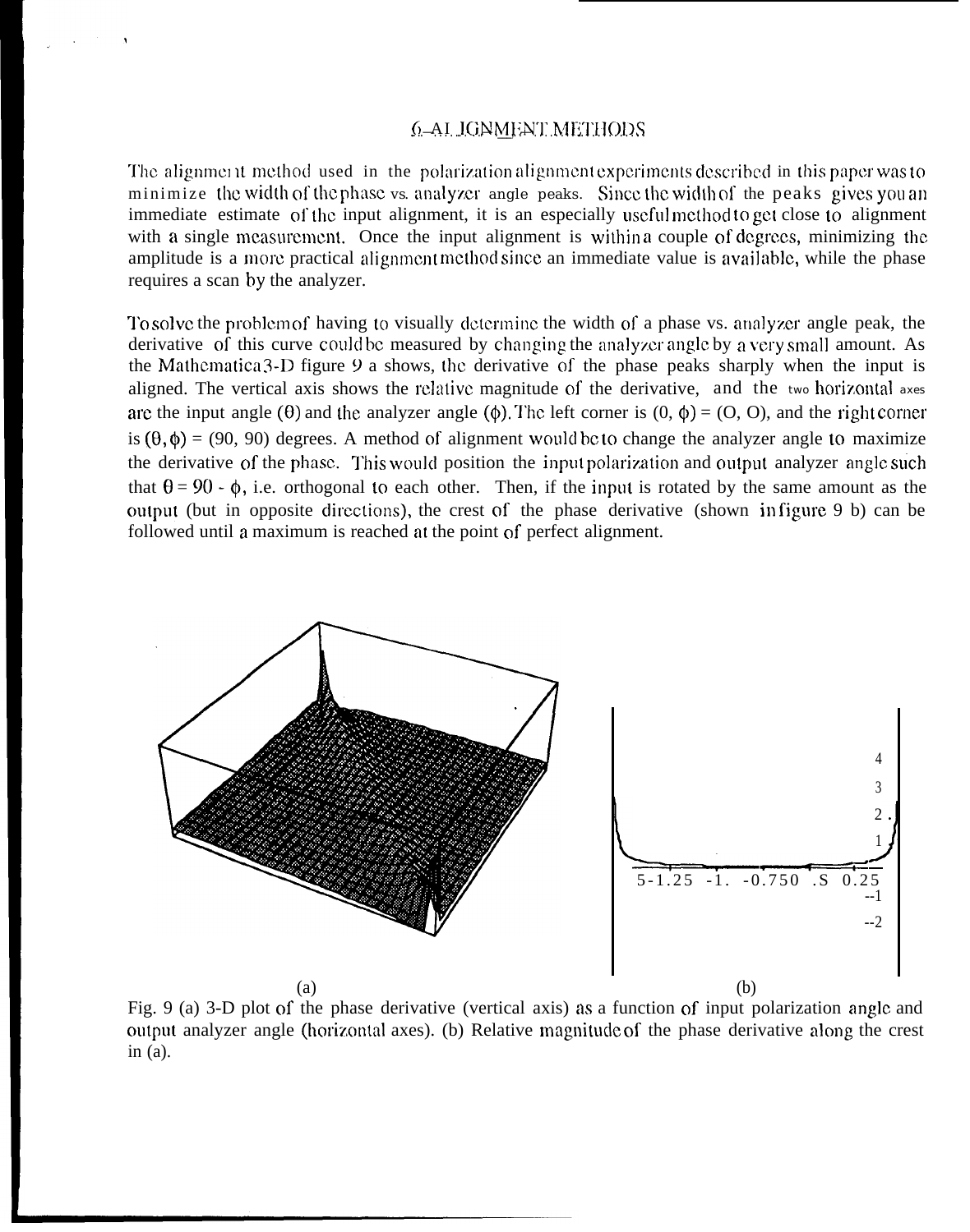## 6. ALIGNMENT METHODS

The alignment method used in the polarization alignment experiments described in this paper was to minimize the width of the phase vs. analyzer angle peaks. Since the width of the peaks gives you an immediate estimate of the input alignment, it is an especially useful method to get close to alignment with a single measurement. Once the input alignment is within a couple of degrees, minimizing the amplitude is a more practical alignment method since an immediate value is available, while the phase requires a scan by the analyzer.

To solve the problem of having to visually determine the width of a phase vs. analyzer angle peak, the derivative of this curve could be measured by changing the analyzer angle by a very small amount. As the Mathematica 3-D figure 9 a shows, the derivative of the phase peaks sharply when the input is aligned. The vertical axis shows the relative magnitude of the derivative, and the two horizontal axes are the input angle ($\theta$) and the analyzer angle ($\phi$). The left corner is $(0, \phi) = (0, 0)$, and the right corner is $(\theta, \phi) = (90, 90)$ degrees. A method of alignment would be to change the analyzer angle to maximize the derivative of the phase. This would position the input polarization and output analyzer angle such that $\theta = 90 - \phi$, i.e. orthogonal to each other. Then, if the input is rotated by the same amount as the output (but in opposite directions), the crest of the phase derivative (shown in figure 9 b) can be followed until a maximum is reached at the point of perfect alignment.

(a) (b)

Fig. 9 (a) 3-D plot of the phase derivative (vertical axis) as a function of input polarization angle and output analyzer angle (horizontal axes). (b) Relative magnitude of the phase derivative along the crest in (a).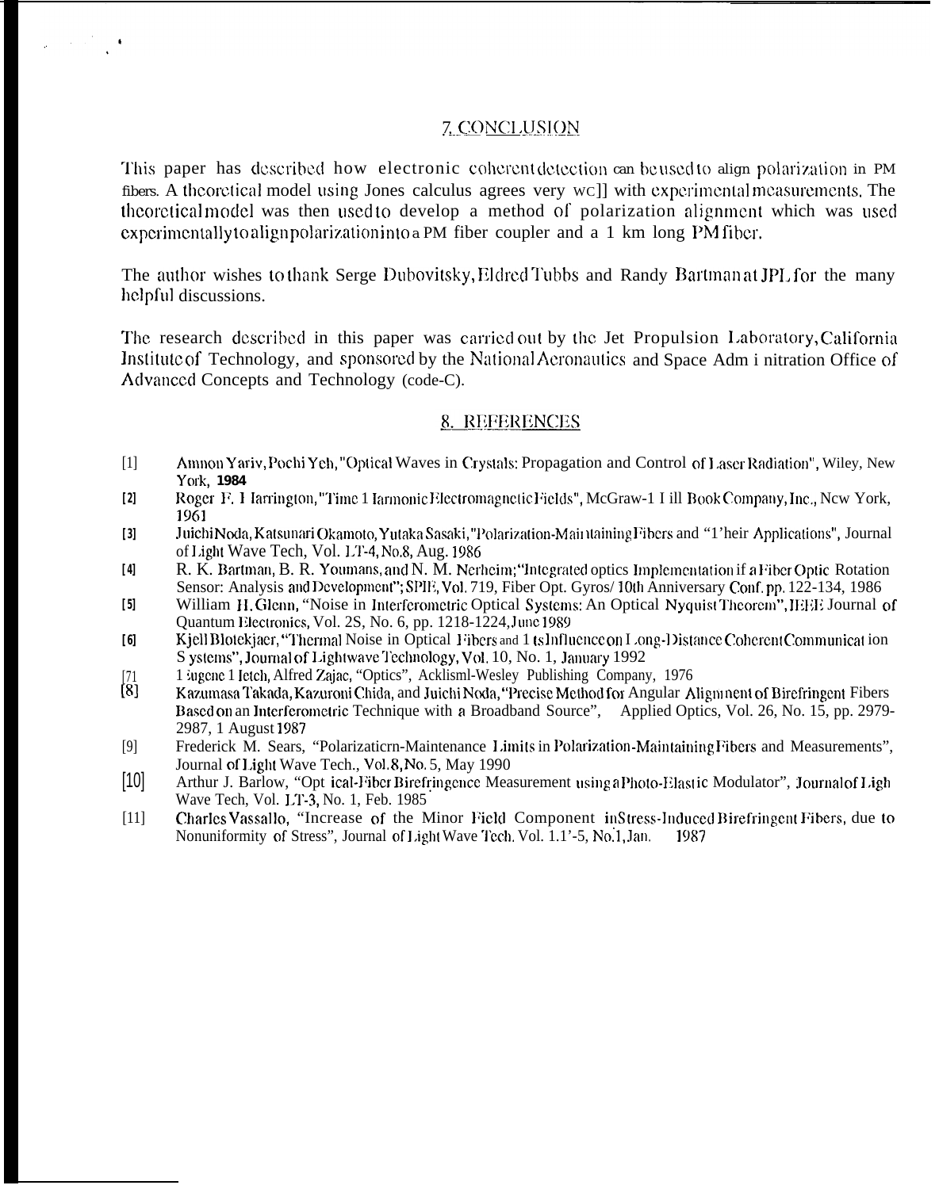## 7. CONCLUSION

This paper has described how electronic coherent detection can be used to align polarization in PM fibers. A theoretical model using Jones calculus agrees very well with experimental measurements. The theoretical model was then used to develop a method of polarization alignment which was used experimentally to align polarization into a PM fiber coupler and a 1 km long PM fiber.

The author wishes to thank Serge Dubovitsky, Eldred Tubbs and Randy Bartman at JPL for the many helpful discussions.

The research described in this paper was carried out by the Jet Propulsion Laboratory, California Institute of Technology, and sponsored by the National Aeronautics and Space Adm i nitration Office of Advanced Concepts and Technology (code-C).

## 8. REFERENCES

[1] Amnon Yariv, Pochi Yeh, "Optical Waves in Crystals: Propagation and Control of Laser Radiation", Wiley, New York, 1984

[2] Roger F. Harrington, "Time Harmonic Electromagnetic Fields", McGraw-Hill Book Company, Inc., New York, 1961

[3] Juichi Noda, Katsunari Okamoto, Yutaka Sasaki, "Polarization-Maintaining Fibers and "Their Applications", Journal of Light Wave Tech, Vol. LT-4, No.8, Aug. 1986

[4] R. K. Bartman, B. R. Youmans, and N. M. Nerheim; "Integrated optics Implementation if a Fiber Optic Rotation Sensor: Analysis and Development"; SPIE, Vol. 719, Fiber Opt. Gyros/ 10th Anniversary Conf. pp. 122-134, 1986

[5] William H. Glenn, "Noise in Interferometric Optical Systems: An Optical Nyquist Theorem", IEEE Journal of Quantum Electronics, Vol. 2S, No. 6, pp. 1218-1224, June 1989

[6] Kjell Blotekjaer, "Thermal Noise in Optical Fibers and Its Influence on Long-Distance Coherent Communication Systems", Journal of Lightwave Technology, Vol. 10, No. 1, January 1992

[7] Eugene Hecht, Alfred Zajac, "Optics", Addison-Wesley Publishing Company, 1976

[8] Kazumasa Takada, Kazuroni Chida, and Juichi Noda, "Precise Method for Angular Alignment of Birefringent Fibers Based on an Interferometric Technique with a Broadband Source", Applied Optics, Vol. 26, No. 15, pp. 2979-2987, 1 August 1987

[9] Frederick M. Sears, "Polarization-Maintenance Limits in Polarization-Maintaining Fibers and Measurements", Journal of Light Wave Tech., Vol.8, No. 5, May 1990

[10] Arthur J. Barlow, "Optical-Fiber Birefringence Measurement using a Photo-Elastic Modulator", Journal of Ligh Wave Tech, Vol. LT-3, No. 1, Feb. 1985

[11] Charles Vassallo, "Increase of the Minor Field Component in Stress-Induced Birefringent Fibers, due to Nonuniformity of Stress", Journal of Light Wave Tech. Vol. LT-5, No. 1, Jan. 1987